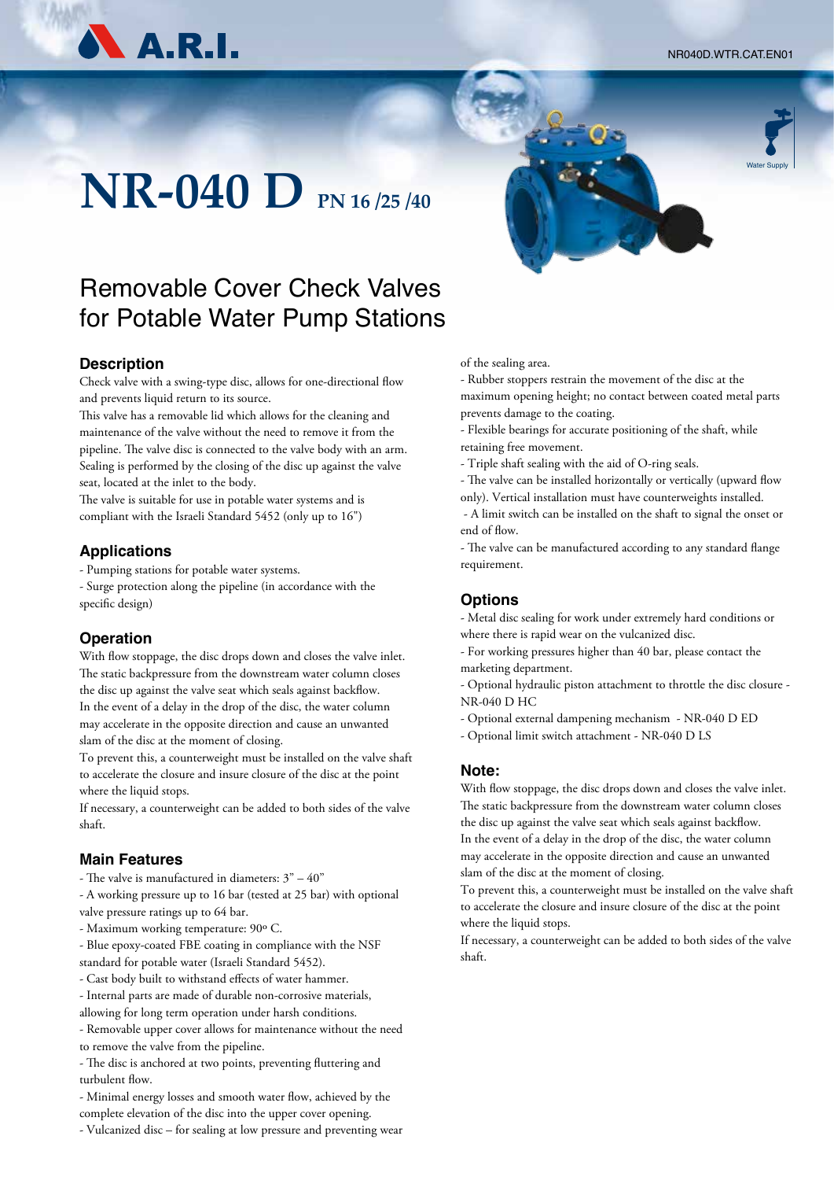# NR-040 D PN 16 /25 /40

## Removable Cover Check Valves for Potable Water Pump Stations

### Description

Check valve with a swing-type disc, allows for one-directional flow and prevents liquid return to its source.

This valve has a removable lid which allows for the cleaning and maintenance of the valve without the need to remove it from the pipeline. The valve disc is connected to the valve body with an arm. Sealing is performed by the closing of the disc up against the valve seat, located at the inlet to the body.

The valve is suitable for use in potable water systems and is compliant with the Israeli Standard 5452 (only up to 16")

### Applications

- Pumping stations for potable water systems.
- Surge protection along the pipeline (in accordance with the specific design)

### Operation

With flow stoppage, the disc drops down and closes the valve inlet. The static backpressure from the downstream water column closes the disc up against the valve seat which seals against backflow.

In the event of a delay in the drop of the disc, the water column may accelerate in the opposite direction and cause an unwanted slam of the disc at the moment of closing.

To prevent this, a counterweight must be installed on the valve shaft to accelerate the closure and insure closure of the disc at the point where the liquid stops.

If necessary, a counterweight can be added to both sides of the valve shaft.

### Main Features

- The valve is manufactured in diameters: 3" – 40"
- A working pressure up to 16 bar (tested at 25 bar) with optional valve pressure ratings up to 64 bar.
- Maximum working temperature: 90º C.
- Blue epoxy-coated FBE coating in compliance with the NSF standard for potable water (Israeli Standard 5452).
- Cast body built to withstand effects of water hammer.
- Internal parts are made of durable non-corrosive materials, allowing for long term operation under harsh conditions.
- Removable upper cover allows for maintenance without the need to remove the valve from the pipeline.
- The disc is anchored at two points, preventing fluttering and turbulent flow.
- Minimal energy losses and smooth water flow, achieved by the complete elevation of the disc into the upper cover opening.
- Vulcanized disc – for sealing at low pressure and preventing wear of the sealing area.
- Rubber stoppers restrain the movement of the disc at the maximum opening height; no contact between coated metal parts prevents damage to the coating.
- Flexible bearings for accurate positioning of the shaft, while retaining free movement.
- Triple shaft sealing with the aid of O-ring seals.
- The valve can be installed horizontally or vertically (upward flow only). Vertical installation must have counterweights installed.
- A limit switch can be installed on the shaft to signal the onset or end of flow.
- The valve can be manufactured according to any standard flange requirement.

### Options

- Metal disc sealing for work under extremely hard conditions or where there is rapid wear on the vulcanized disc.
- For working pressures higher than 40 bar, please contact the marketing department.
- Optional hydraulic piston attachment to throttle the disc closure - NR-040 D HC
- Optional external dampening mechanism - NR-040 D ED
- Optional limit switch attachment - NR-040 D LS

### Note:

With flow stoppage, the disc drops down and closes the valve inlet. The static backpressure from the downstream water column closes the disc up against the valve seat which seals against backflow.

In the event of a delay in the drop of the disc, the water column may accelerate in the opposite direction and cause an unwanted slam of the disc at the moment of closing.

To prevent this, a counterweight must be installed on the valve shaft to accelerate the closure and insure closure of the disc at the point where the liquid stops.

If necessary, a counterweight can be added to both sides of the valve shaft.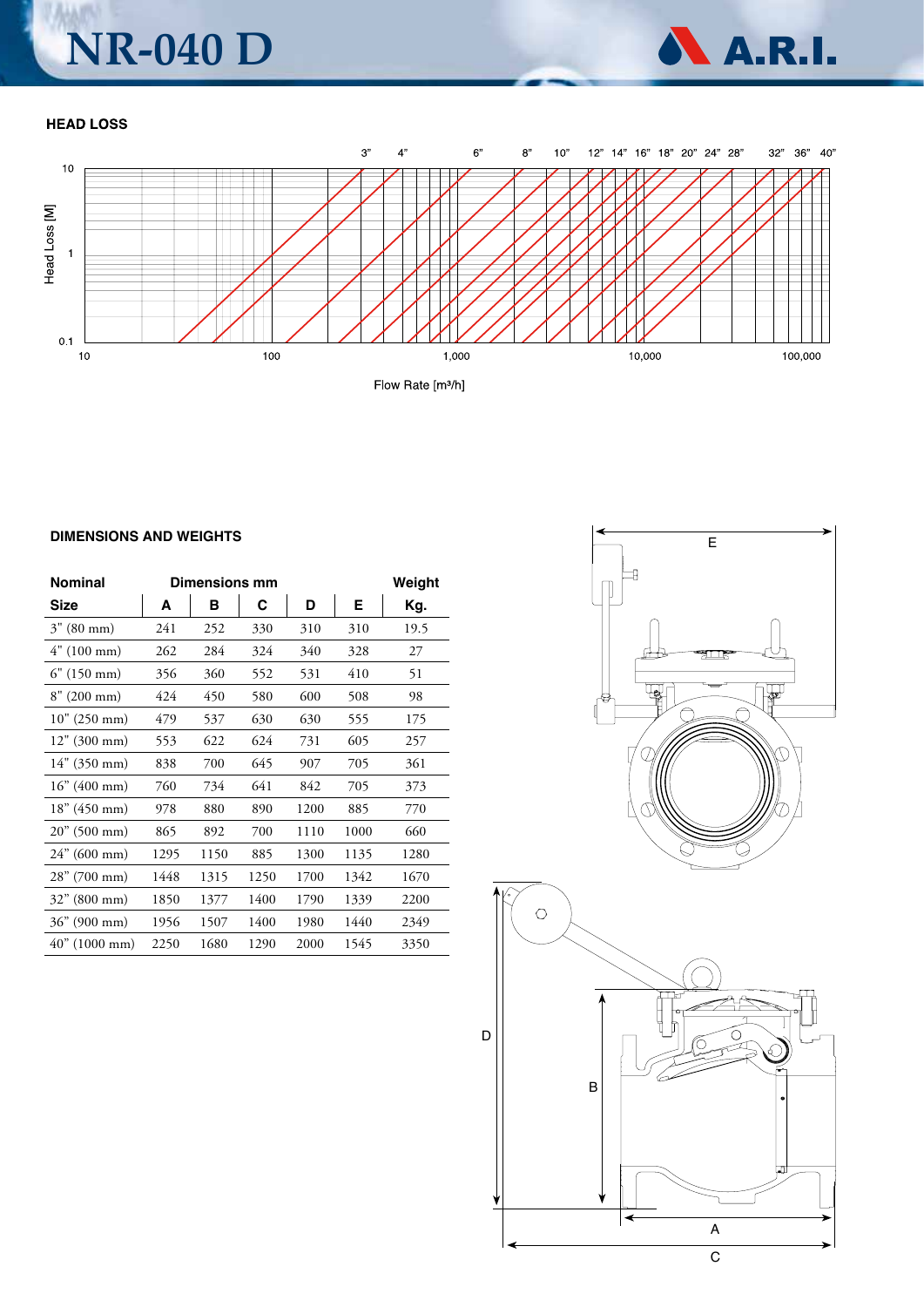# NR-040 D

## HEAD LOSS

## DIMENSIONS AND WEIGHTS

| Nominal | Dimensions mm | | | | | Weight |
|---|---|---|---|---|---|---|
| Size | A | B | C | D | E | Kg. |
| 3" (80 mm) | 241 | 252 | 330 | 310 | 310 | 19.5 |
| 4" (100 mm) | 262 | 284 | 324 | 340 | 328 | 27 |
| 6" (150 mm) | 356 | 360 | 552 | 531 | 410 | 51 |
| 8" (200 mm) | 424 | 450 | 580 | 600 | 508 | 98 |
| 10" (250 mm) | 479 | 537 | 630 | 630 | 555 | 175 |
| 12" (300 mm) | 553 | 622 | 624 | 731 | 605 | 257 |
| 14" (350 mm) | 838 | 700 | 645 | 907 | 705 | 361 |
| 16" (400 mm) | 760 | 734 | 641 | 842 | 705 | 373 |
| 18" (450 mm) | 978 | 880 | 890 | 1200 | 885 | 770 |
| 20" (500 mm) | 865 | 892 | 700 | 1110 | 1000 | 660 |
| 24" (600 mm) | 1295 | 1150 | 885 | 1300 | 1135 | 1280 |
| 28" (700 mm) | 1448 | 1315 | 1250 | 1700 | 1342 | 1670 |
| 32" (800 mm) | 1850 | 1377 | 1400 | 1790 | 1339 | 2200 |
| 36" (900 mm) | 1956 | 1507 | 1400 | 1980 | 1440 | 2349 |
| 40" (1000 mm) | 2250 | 1680 | 1290 | 2000 | 1545 | 3350 |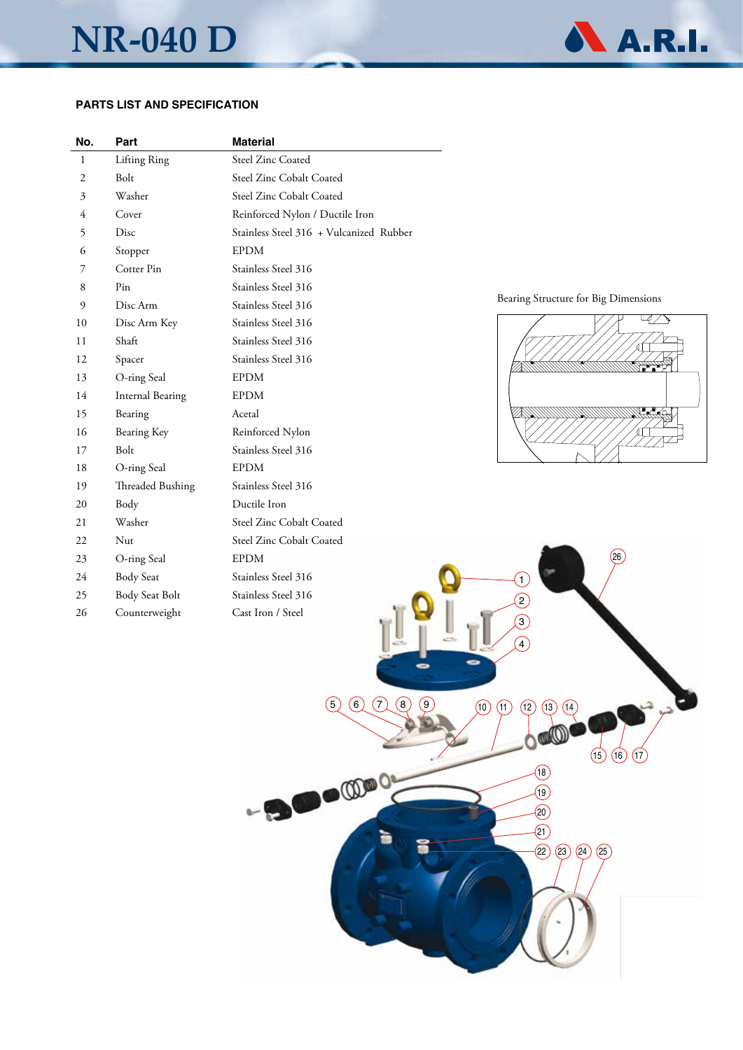## PARTS LIST AND SPECIFICATION

| No. | Part | Material |
|---|---|---|
| 1 | Lifting Ring | Steel Zinc Coated |
| 2 | Bolt | Steel Zinc Cobalt Coated |
| 3 | Washer | Steel Zinc Cobalt Coated |
| 4 | Cover | Reinforced Nylon / Ductile Iron |
| 5 | Disc | Stainless Steel 316 + Vulcanized Rubber |
| 6 | Stopper | EPDM |
| 7 | Cotter Pin | Stainless Steel 316 |
| 8 | Pin | Stainless Steel 316 |
| 9 | Disc Arm | Stainless Steel 316 |
| 10 | Disc Arm Key | Stainless Steel 316 |
| 11 | Shaft | Stainless Steel 316 |
| 12 | Spacer | Stainless Steel 316 |
| 13 | O-ring Seal | EPDM |
| 14 | Internal Bearing | EPDM |
| 15 | Bearing | Acetal |
| 16 | Bearing Key | Reinforced Nylon |
| 17 | Bolt | Stainless Steel 316 |
| 18 | O-ring Seal | EPDM |
| 19 | Threaded Bushing | Stainless Steel 316 |
| 20 | Body | Ductile Iron |
| 21 | Washer | Steel Zinc Cobalt Coated |
| 22 | Nut | Steel Zinc Cobalt Coated |
| 23 | O-ring Seal | EPDM |
| 24 | Body Seat | Stainless Steel 316 |
| 25 | Body Seat Bolt | Stainless Steel 316 |
| 26 | Counterweight | Cast Iron / Steel |

Bearing Structure for Big Dimensions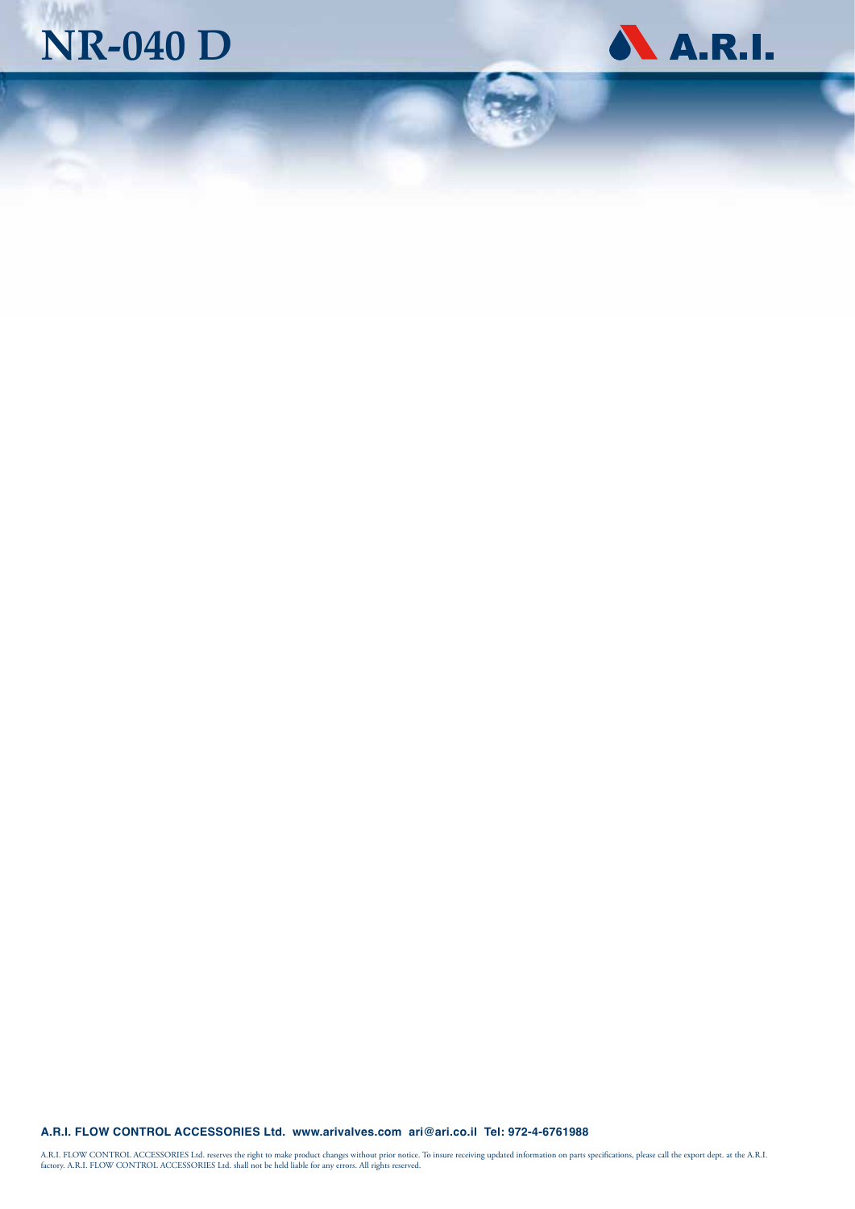# NR-040 D

A.R.I.

**A.R.I. FLOW CONTROL ACCESSORIES Ltd. www.arivalves.com ari@ari.co.il Tel: 972-4-6761988**

A.R.I. FLOW CONTROL ACCESSORIES Ltd. reserves the right to make product changes without prior notice. To insure receiving updated information on parts specifications, please call the export dept. at the A.R.I. factory. A.R.I. FLOW CONTROL ACCESSORIES Ltd. shall not be held liable for any errors. All rights reserved.